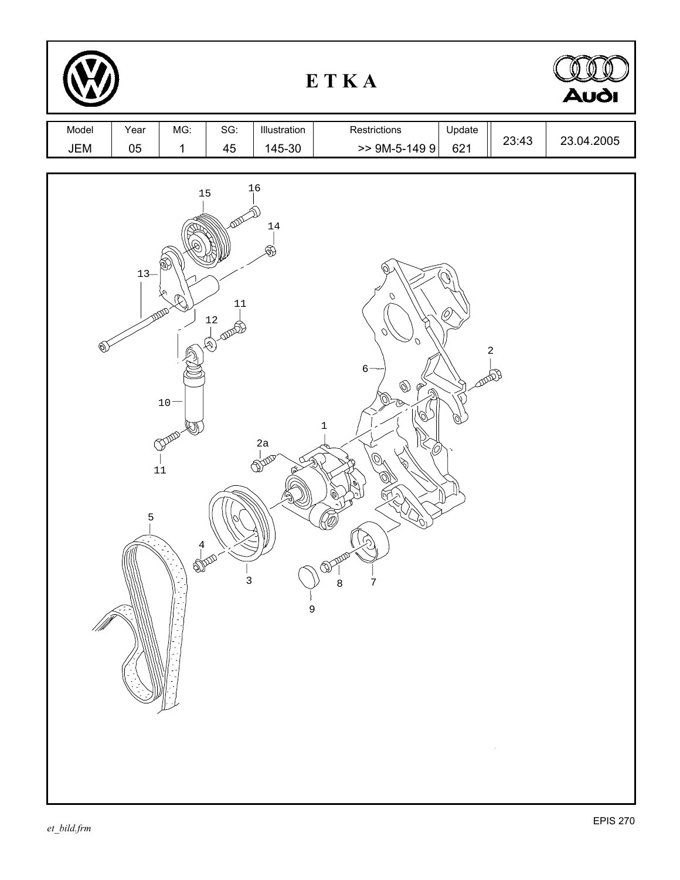# E T K A

| Model | Year | MG: | SG: | Illustration | Restrictions | Update | | |
|---|---|---|---|---|---|---|---|---|
| JEM | 05 | 1 | 45 | 145-30 | >> 9M-5-149 9 | 621 | 23:43 | 23.04.2005 |

15 16 14 13 11 12 2 6 10 1 2a 11 5 4 3 8 7 9

et_bild.frm

EPIS 270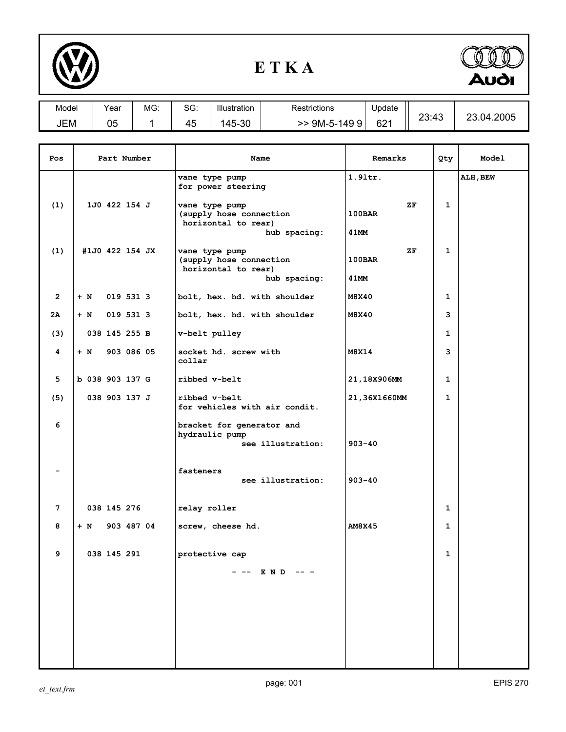# ETKA

| Model | Year | MG: | SG: | Illustration | Restrictions | Update | | |
|---|---|---|---|---|---|---|---|---|
| JEM | 05 | 1 | 45 | 145-30 | >> 9M-5-149 9 | 621 | 23:43 | 23.04.2005 |

| Pos | Part Number | Name | Remarks | Qty | Model |
|---|---|---|---|---|---|
| | | vane type pump for power steering | 1.9ltr. | | ALH,BEW |
| (1) | 1J0 422 154 J | vane type pump (supply hose connection horizontal to rear) hub spacing: | ZF 100BAR 41MM | 1 | |
| (1) | #1J0 422 154 JX | vane type pump (supply hose connection horizontal to rear) hub spacing: | ZF 100BAR 41MM | 1 | |
| 2 | + N 019 531 3 | bolt, hex. hd. with shoulder | M8X40 | 1 | |
| 2A | + N 019 531 3 | bolt, hex. hd. with shoulder | M8X40 | 3 | |
| (3) | 038 145 255 B | v-belt pulley | | 1 | |
| 4 | + N 903 086 05 | socket hd. screw with collar | M8X14 | 3 | |
| 5 | b 038 903 137 G | ribbed v-belt | 21,18X906MM | 1 | |
| (5) | 038 903 137 J | ribbed v-belt for vehicles with air condit. | 21,36X1660MM | 1 | |
| 6 | | bracket for generator and hydraulic pump see illustration: | 903-40 | | |
| - | | fasteners see illustration: | 903-40 | | |
| 7 | 038 145 276 | relay roller | | 1 | |
| 8 | + N 903 487 04 | screw, cheese hd. | AM8X45 | 1 | |
| 9 | 038 145 291 | protective cap | | 1 | |
| | | - -- E N D -- - | | | |

et_text.frm

EPIS 270